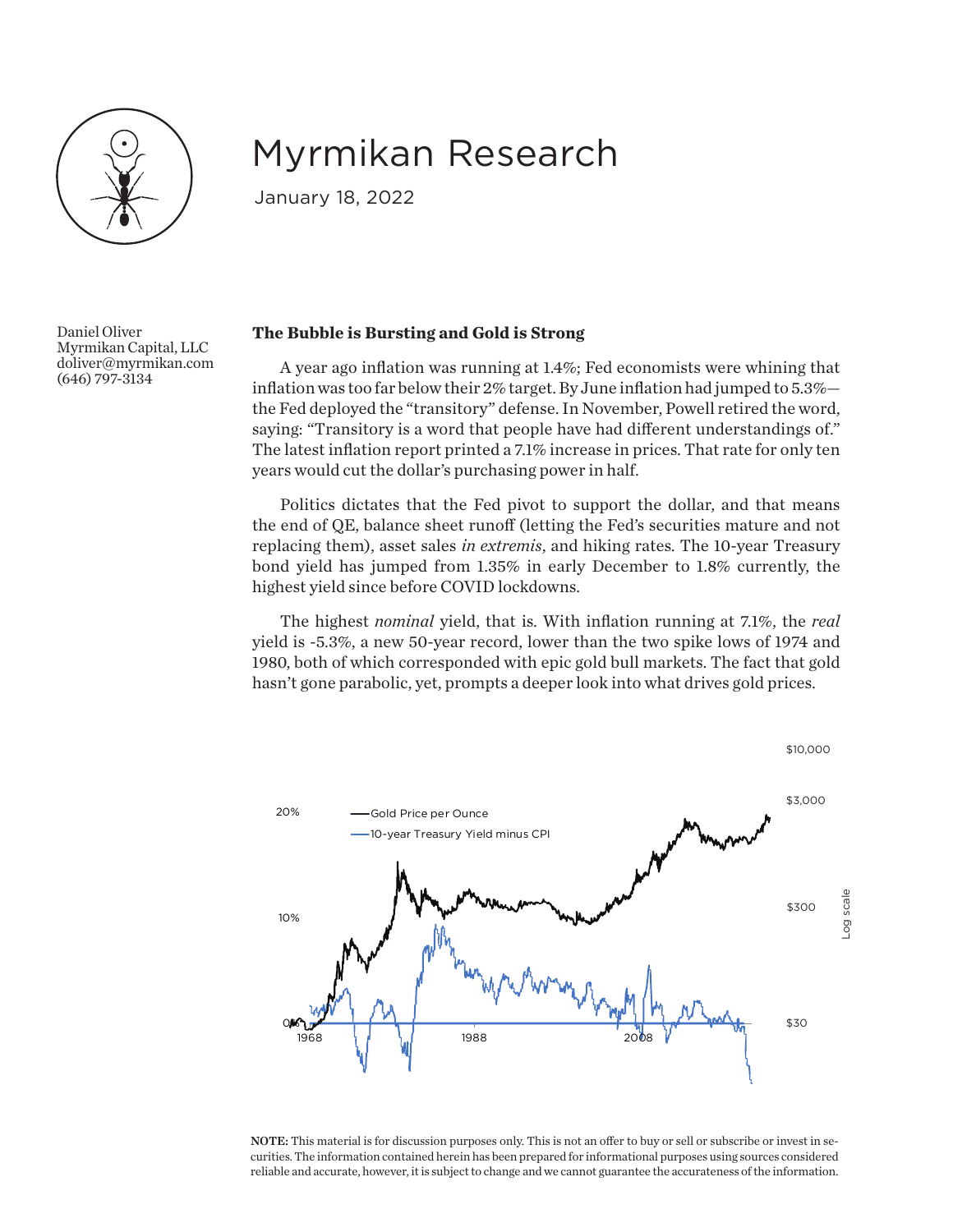# Myrmikan Research

January 18, 2022

Daniel Oliver
Myrmikan Capital, LLC
doliver@myrmikan.com
(646) 797-3134

**The Bubble is Bursting and Gold is Strong**

A year ago inflation was running at 1.4%; Fed economists were whining that inflation was too far below their 2% target. By June inflation had jumped to 5.3%—the Fed deployed the "transitory" defense. In November, Powell retired the word, saying: "Transitory is a word that people have had different understandings of." The latest inflation report printed a 7.1% increase in prices. That rate for only ten years would cut the dollar's purchasing power in half.

Politics dictates that the Fed pivot to support the dollar, and that means the end of QE, balance sheet runoff (letting the Fed's securities mature and not replacing them), asset sales *in extremis*, and hiking rates. The 10-year Treasury bond yield has jumped from 1.35% in early December to 1.8% currently, the highest yield since before COVID lockdowns.

The highest *nominal* yield, that is. With inflation running at 7.1%, the *real* yield is -5.3%, a new 50-year record, lower than the two spike lows of 1974 and 1980, both of which corresponded with epic gold bull markets. The fact that gold hasn't gone parabolic, yet, prompts a deeper look into what drives gold prices.

NOTE: This material is for discussion purposes only. This is not an offer to buy or sell or subscribe or invest in securities. The information contained herein has been prepared for informational purposes using sources considered reliable and accurate, however, it is subject to change and we cannot guarantee the accurateness of the information.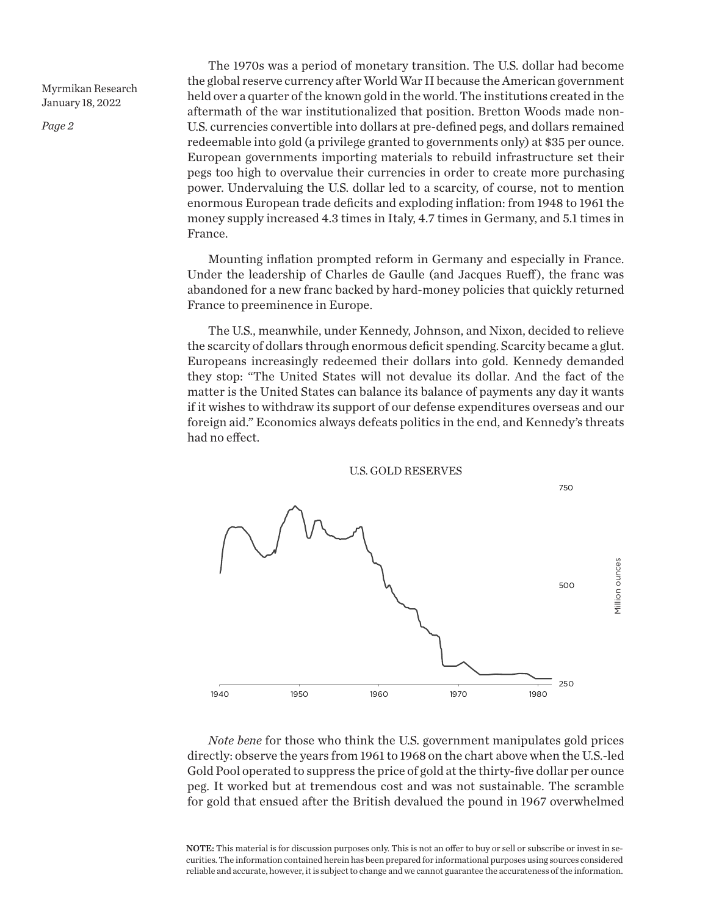The 1970s was a period of monetary transition. The U.S. dollar had become the global reserve currency after World War II because the American government held over a quarter of the known gold in the world. The institutions created in the aftermath of the war institutionalized that position. Bretton Woods made non-U.S. currencies convertible into dollars at pre-defined pegs, and dollars remained redeemable into gold (a privilege granted to governments only) at $35 per ounce. European governments importing materials to rebuild infrastructure set their pegs too high to overvalue their currencies in order to create more purchasing power. Undervaluing the U.S. dollar led to a scarcity, of course, not to mention enormous European trade deficits and exploding inflation: from 1948 to 1961 the money supply increased 4.3 times in Italy, 4.7 times in Germany, and 5.1 times in France.

Mounting inflation prompted reform in Germany and especially in France. Under the leadership of Charles de Gaulle (and Jacques Rueff), the franc was abandoned for a new franc backed by hard-money policies that quickly returned France to preeminence in Europe.

The U.S., meanwhile, under Kennedy, Johnson, and Nixon, decided to relieve the scarcity of dollars through enormous deficit spending. Scarcity became a glut. Europeans increasingly redeemed their dollars into gold. Kennedy demanded they stop: "The United States will not devalue its dollar. And the fact of the matter is the United States can balance its balance of payments any day it wants if it wishes to withdraw its support of our defense expenditures overseas and our foreign aid." Economics always defeats politics in the end, and Kennedy's threats had no effect.

U.S. GOLD RESERVES

*Note bene* for those who think the U.S. government manipulates gold prices directly: observe the years from 1961 to 1968 on the chart above when the U.S.-led Gold Pool operated to suppress the price of gold at the thirty-five dollar per ounce peg. It worked but at tremendous cost and was not sustainable. The scramble for gold that ensued after the British devalued the pound in 1967 overwhelmed

**NOTE:** This material is for discussion purposes only. This is not an offer to buy or sell or subscribe or invest in securities. The information contained herein has been prepared for informational purposes using sources considered reliable and accurate, however, it is subject to change and we cannot guarantee the accurateness of the information.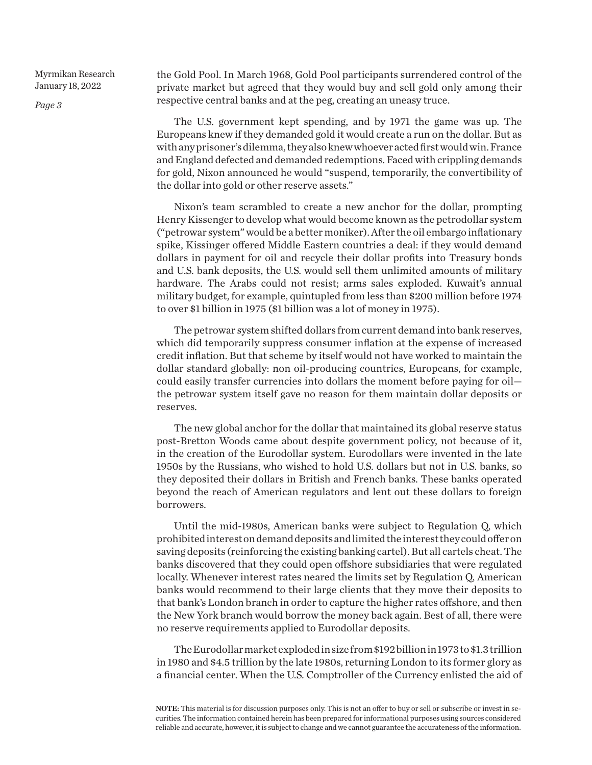the Gold Pool. In March 1968, Gold Pool participants surrendered control of the private market but agreed that they would buy and sell gold only among their respective central banks and at the peg, creating an uneasy truce.

The U.S. government kept spending, and by 1971 the game was up. The Europeans knew if they demanded gold it would create a run on the dollar. But as with any prisoner's dilemma, they also knew whoever acted first would win. France and England defected and demanded redemptions. Faced with crippling demands for gold, Nixon announced he would "suspend, temporarily, the convertibility of the dollar into gold or other reserve assets."

Nixon's team scrambled to create a new anchor for the dollar, prompting Henry Kissenger to develop what would become known as the petrodollar system ("petrowar system" would be a better moniker). After the oil embargo inflationary spike, Kissinger offered Middle Eastern countries a deal: if they would demand dollars in payment for oil and recycle their dollar profits into Treasury bonds and U.S. bank deposits, the U.S. would sell them unlimited amounts of military hardware. The Arabs could not resist; arms sales exploded. Kuwait's annual military budget, for example, quintupled from less than $200 million before 1974 to over $1 billion in 1975 ($1 billion was a lot of money in 1975).

The petrowar system shifted dollars from current demand into bank reserves, which did temporarily suppress consumer inflation at the expense of increased credit inflation. But that scheme by itself would not have worked to maintain the dollar standard globally: non oil-producing countries, Europeans, for example, could easily transfer currencies into dollars the moment before paying for oil—the petrowar system itself gave no reason for them maintain dollar deposits or reserves.

The new global anchor for the dollar that maintained its global reserve status post-Bretton Woods came about despite government policy, not because of it, in the creation of the Eurodollar system. Eurodollars were invented in the late 1950s by the Russians, who wished to hold U.S. dollars but not in U.S. banks, so they deposited their dollars in British and French banks. These banks operated beyond the reach of American regulators and lent out these dollars to foreign borrowers.

Until the mid-1980s, American banks were subject to Regulation Q, which prohibited interest on demand deposits and limited the interest they could offer on saving deposits (reinforcing the existing banking cartel). But all cartels cheat. The banks discovered that they could open offshore subsidiaries that were regulated locally. Whenever interest rates neared the limits set by Regulation Q, American banks would recommend to their large clients that they move their deposits to that bank's London branch in order to capture the higher rates offshore, and then the New York branch would borrow the money back again. Best of all, there were no reserve requirements applied to Eurodollar deposits.

The Eurodollar market exploded in size from $192 billion in 1973 to $1.3 trillion in 1980 and $4.5 trillion by the late 1980s, returning London to its former glory as a financial center. When the U.S. Comptroller of the Currency enlisted the aid of

**NOTE:** This material is for discussion purposes only. This is not an offer to buy or sell or subscribe or invest in securities. The information contained herein has been prepared for informational purposes using sources considered reliable and accurate, however, it is subject to change and we cannot guarantee the accurateness of the information.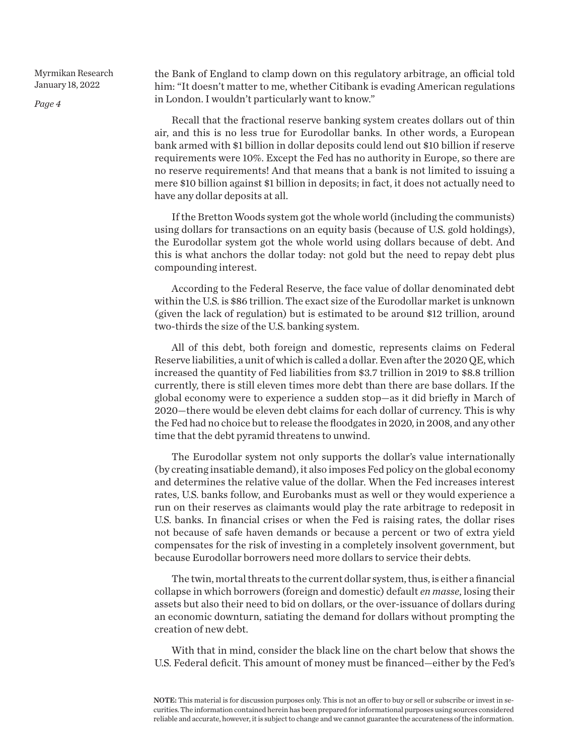the Bank of England to clamp down on this regulatory arbitrage, an official told him: "It doesn't matter to me, whether Citibank is evading American regulations in London. I wouldn't particularly want to know."

Recall that the fractional reserve banking system creates dollars out of thin air, and this is no less true for Eurodollar banks. In other words, a European bank armed with $1 billion in dollar deposits could lend out $10 billion if reserve requirements were 10%. Except the Fed has no authority in Europe, so there are no reserve requirements! And that means that a bank is not limited to issuing a mere $10 billion against $1 billion in deposits; in fact, it does not actually need to have any dollar deposits at all.

If the Bretton Woods system got the whole world (including the communists) using dollars for transactions on an equity basis (because of U.S. gold holdings), the Eurodollar system got the whole world using dollars because of debt. And this is what anchors the dollar today: not gold but the need to repay debt plus compounding interest.

According to the Federal Reserve, the face value of dollar denominated debt within the U.S. is $86 trillion. The exact size of the Eurodollar market is unknown (given the lack of regulation) but is estimated to be around $12 trillion, around two-thirds the size of the U.S. banking system.

All of this debt, both foreign and domestic, represents claims on Federal Reserve liabilities, a unit of which is called a dollar. Even after the 2020 QE, which increased the quantity of Fed liabilities from $3.7 trillion in 2019 to $8.8 trillion currently, there is still eleven times more debt than there are base dollars. If the global economy were to experience a sudden stop—as it did briefly in March of 2020—there would be eleven debt claims for each dollar of currency. This is why the Fed had no choice but to release the floodgates in 2020, in 2008, and any other time that the debt pyramid threatens to unwind.

The Eurodollar system not only supports the dollar's value internationally (by creating insatiable demand), it also imposes Fed policy on the global economy and determines the relative value of the dollar. When the Fed increases interest rates, U.S. banks follow, and Eurobanks must as well or they would experience a run on their reserves as claimants would play the rate arbitrage to redeposit in U.S. banks. In financial crises or when the Fed is raising rates, the dollar rises not because of safe haven demands or because a percent or two of extra yield compensates for the risk of investing in a completely insolvent government, but because Eurodollar borrowers need more dollars to service their debts.

The twin, mortal threats to the current dollar system, thus, is either a financial collapse in which borrowers (foreign and domestic) default *en masse*, losing their assets but also their need to bid on dollars, or the over-issuance of dollars during an economic downturn, satiating the demand for dollars without prompting the creation of new debt.

With that in mind, consider the black line on the chart below that shows the U.S. Federal deficit. This amount of money must be financed—either by the Fed's

**NOTE:** This material is for discussion purposes only. This is not an offer to buy or sell or subscribe or invest in securities. The information contained herein has been prepared for informational purposes using sources considered reliable and accurate, however, it is subject to change and we cannot guarantee the accurateness of the information.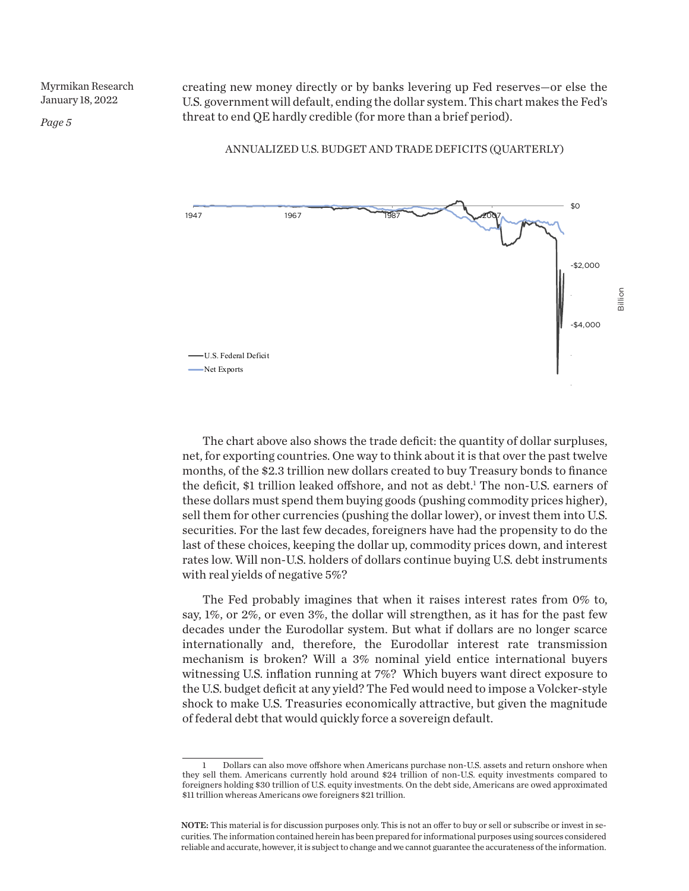creating new money directly or by banks levering up Fed reserves—or else the U.S. government will default, ending the dollar system. This chart makes the Fed's threat to end QE hardly credible (for more than a brief period).

ANNUALIZED U.S. BUDGET AND TRADE DEFICITS (QUARTERLY)

The chart above also shows the trade deficit: the quantity of dollar surpluses, net, for exporting countries. One way to think about it is that over the past twelve months, of the $2.3 trillion new dollars created to buy Treasury bonds to finance the deficit, $1 trillion leaked offshore, and not as debt.[1] The non-U.S. earners of these dollars must spend them buying goods (pushing commodity prices higher), sell them for other currencies (pushing the dollar lower), or invest them into U.S. securities. For the last few decades, foreigners have had the propensity to do the last of these choices, keeping the dollar up, commodity prices down, and interest rates low. Will non-U.S. holders of dollars continue buying U.S. debt instruments with real yields of negative 5%?

The Fed probably imagines that when it raises interest rates from 0% to, say, 1%, or 2%, or even 3%, the dollar will strengthen, as it has for the past few decades under the Eurodollar system. But what if dollars are no longer scarce internationally and, therefore, the Eurodollar interest rate transmission mechanism is broken? Will a 3% nominal yield entice international buyers witnessing U.S. inflation running at 7%? Which buyers want direct exposure to the U.S. budget deficit at any yield? The Fed would need to impose a Volcker-style shock to make U.S. Treasuries economically attractive, but given the magnitude of federal debt that would quickly force a sovereign default.

---

1 Dollars can also move offshore when Americans purchase non-U.S. assets and return onshore when they sell them. Americans currently hold around $24 trillion of non-U.S. equity investments compared to foreigners holding $30 trillion of U.S. equity investments. On the debt side, Americans are owed approximated $11 trillion whereas Americans owe foreigners $21 trillion.

**NOTE:** This material is for discussion purposes only. This is not an offer to buy or sell or subscribe or invest in securities. The information contained herein has been prepared for informational purposes using sources considered reliable and accurate, however, it is subject to change and we cannot guarantee the accurateness of the information.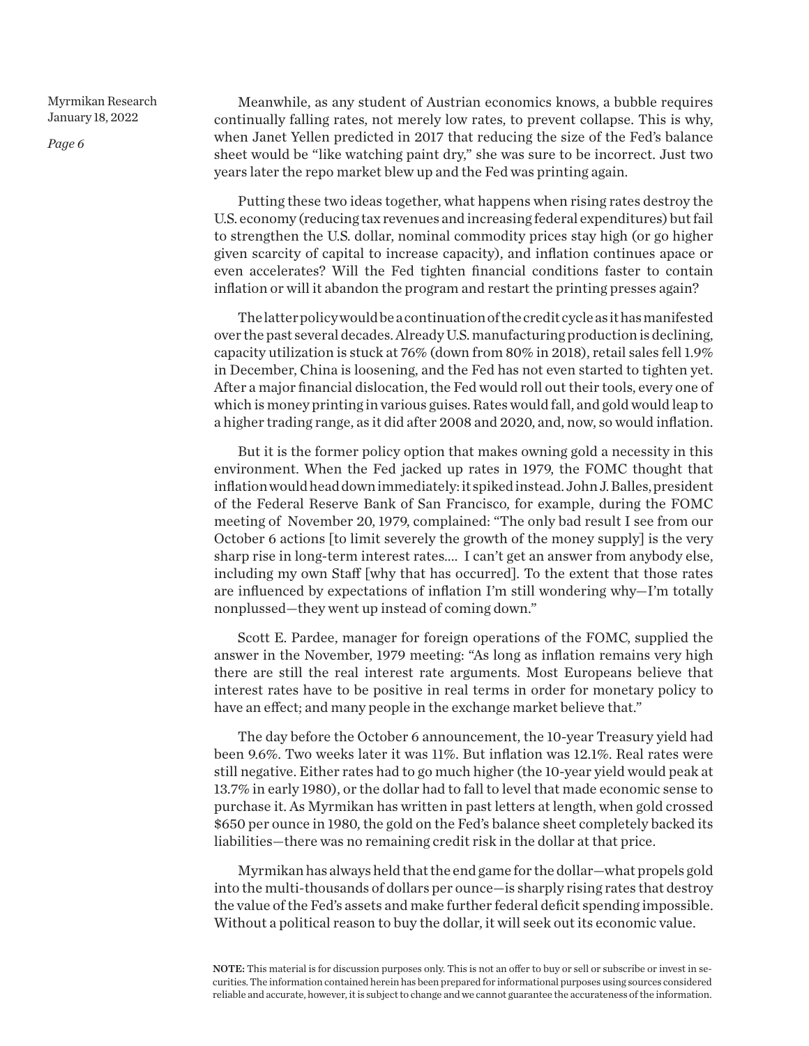Meanwhile, as any student of Austrian economics knows, a bubble requires continually falling rates, not merely low rates, to prevent collapse. This is why, when Janet Yellen predicted in 2017 that reducing the size of the Fed's balance sheet would be "like watching paint dry," she was sure to be incorrect. Just two years later the repo market blew up and the Fed was printing again.

Putting these two ideas together, what happens when rising rates destroy the U.S. economy (reducing tax revenues and increasing federal expenditures) but fail to strengthen the U.S. dollar, nominal commodity prices stay high (or go higher given scarcity of capital to increase capacity), and inflation continues apace or even accelerates? Will the Fed tighten financial conditions faster to contain inflation or will it abandon the program and restart the printing presses again?

The latter policy would be a continuation of the credit cycle as it has manifested over the past several decades. Already U.S. manufacturing production is declining, capacity utilization is stuck at 76% (down from 80% in 2018), retail sales fell 1.9% in December, China is loosening, and the Fed has not even started to tighten yet. After a major financial dislocation, the Fed would roll out their tools, every one of which is money printing in various guises. Rates would fall, and gold would leap to a higher trading range, as it did after 2008 and 2020, and, now, so would inflation.

But it is the former policy option that makes owning gold a necessity in this environment. When the Fed jacked up rates in 1979, the FOMC thought that inflation would head down immediately: it spiked instead. John J. Balles, president of the Federal Reserve Bank of San Francisco, for example, during the FOMC meeting of November 20, 1979, complained: "The only bad result I see from our October 6 actions [to limit severely the growth of the money supply] is the very sharp rise in long-term interest rates.... I can't get an answer from anybody else, including my own Staff [why that has occurred]. To the extent that those rates are influenced by expectations of inflation I'm still wondering why—I'm totally nonplussed—they went up instead of coming down."

Scott E. Pardee, manager for foreign operations of the FOMC, supplied the answer in the November, 1979 meeting: "As long as inflation remains very high there are still the real interest rate arguments. Most Europeans believe that interest rates have to be positive in real terms in order for monetary policy to have an effect; and many people in the exchange market believe that."

The day before the October 6 announcement, the 10-year Treasury yield had been 9.6%. Two weeks later it was 11%. But inflation was 12.1%. Real rates were still negative. Either rates had to go much higher (the 10-year yield would peak at 13.7% in early 1980), or the dollar had to fall to level that made economic sense to purchase it. As Myrmikan has written in past letters at length, when gold crossed \$650 per ounce in 1980, the gold on the Fed's balance sheet completely backed its liabilities—there was no remaining credit risk in the dollar at that price.

Myrmikan has always held that the end game for the dollar—what propels gold into the multi-thousands of dollars per ounce—is sharply rising rates that destroy the value of the Fed's assets and make further federal deficit spending impossible. Without a political reason to buy the dollar, it will seek out its economic value.

**NOTE:** This material is for discussion purposes only. This is not an offer to buy or sell or subscribe or invest in securities. The information contained herein has been prepared for informational purposes using sources considered reliable and accurate, however, it is subject to change and we cannot guarantee the accurateness of the information.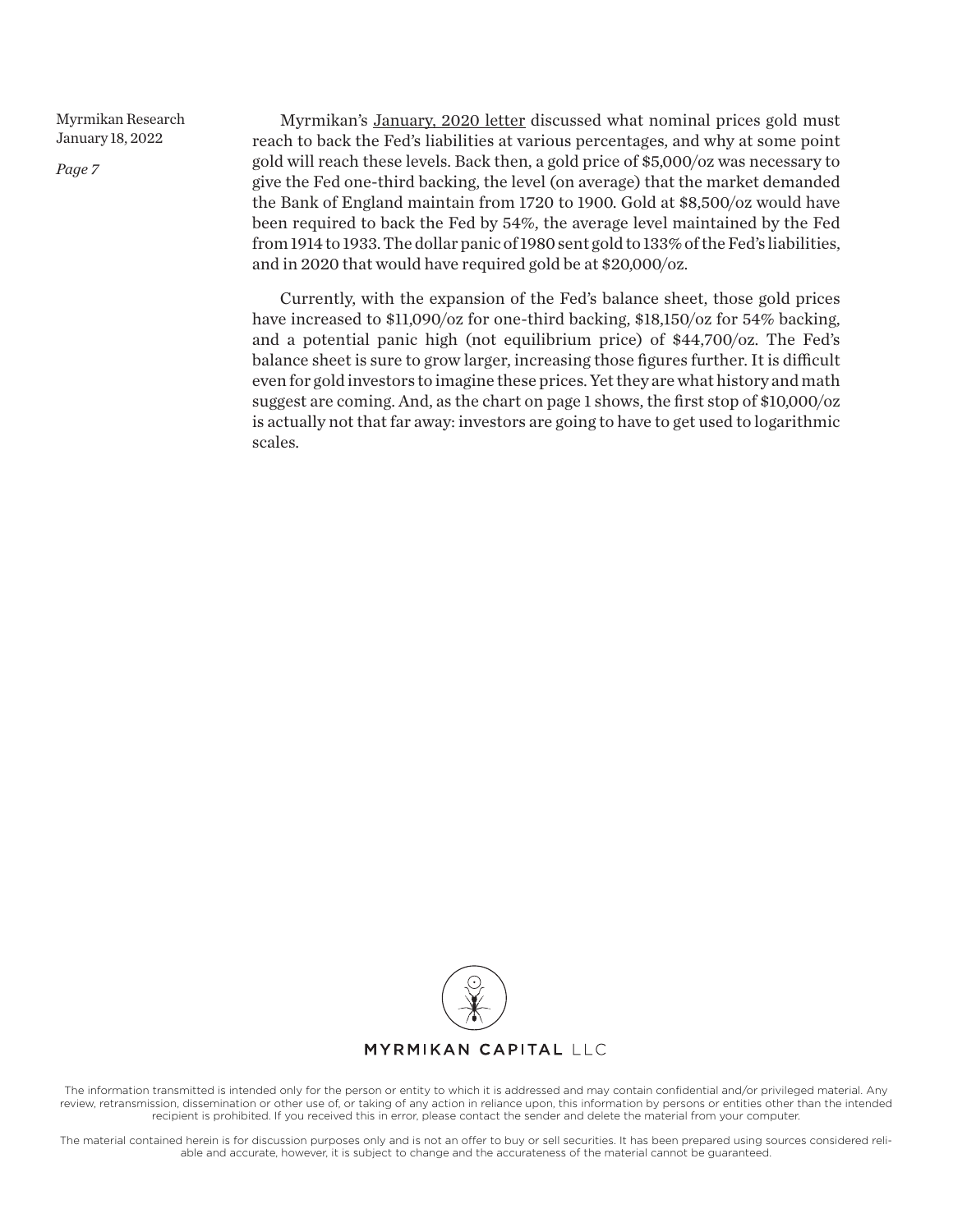Myrmikan's January, 2020 letter discussed what nominal prices gold must reach to back the Fed's liabilities at various percentages, and why at some point gold will reach these levels. Back then, a gold price of $5,000/oz was necessary to give the Fed one-third backing, the level (on average) that the market demanded the Bank of England maintain from 1720 to 1900. Gold at $8,500/oz would have been required to back the Fed by 54%, the average level maintained by the Fed from 1914 to 1933. The dollar panic of 1980 sent gold to 133% of the Fed's liabilities, and in 2020 that would have required gold be at $20,000/oz.

Currently, with the expansion of the Fed's balance sheet, those gold prices have increased to $11,090/oz for one-third backing, $18,150/oz for 54% backing, and a potential panic high (not equilibrium price) of $44,700/oz. The Fed's balance sheet is sure to grow larger, increasing those figures further. It is difficult even for gold investors to imagine these prices. Yet they are what history and math suggest are coming. And, as the chart on page 1 shows, the first stop of $10,000/oz is actually not that far away: investors are going to have to get used to logarithmic scales.

MYRMIKAN CAPITAL LLC

The information transmitted is intended only for the person or entity to which it is addressed and may contain confidential and/or privileged material. Any review, retransmission, dissemination or other use of, or taking of any action in reliance upon, this information by persons or entities other than the intended recipient is prohibited. If you received this in error, please contact the sender and delete the material from your computer.

The material contained herein is for discussion purposes only and is not an offer to buy or sell securities. It has been prepared using sources considered reliable and accurate, however, it is subject to change and the accurateness of the material cannot be guaranteed.